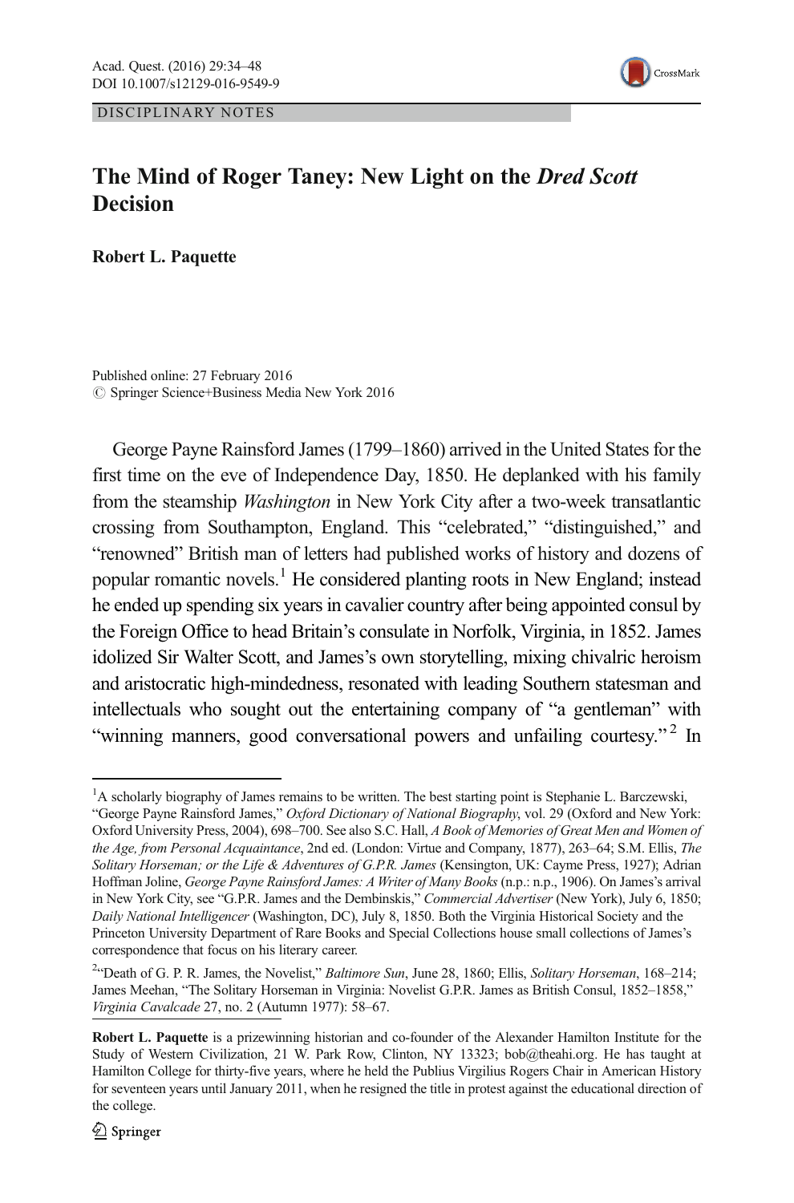DISCIPLINARY NOTES

# The Mind of Roger Taney: New Light on the *Dred Scott* Decision

**Robert L. Paquette**

Published online: 27 February 2016
© Springer Science+Business Media New York 2016

George Payne Rainsford James (1799–1860) arrived in the United States for the first time on the eve of Independence Day, 1850. He deplanked with his family from the steamship *Washington* in New York City after a two-week transatlantic crossing from Southampton, England. This "celebrated," "distinguished," and "renowned" British man of letters had published works of history and dozens of popular romantic novels.[1] He considered planting roots in New England; instead he ended up spending six years in cavalier country after being appointed consul by the Foreign Office to head Britain's consulate in Norfolk, Virginia, in 1852. James idolized Sir Walter Scott, and James's own storytelling, mixing chivalric heroism and aristocratic high-mindedness, resonated with leading Southern statesman and intellectuals who sought out the entertaining company of "a gentleman" with "winning manners, good conversational powers and unfailing courtesy."[2] In

---

[1]A scholarly biography of James remains to be written. The best starting point is Stephanie L. Barczewski, "George Payne Rainsford James," *Oxford Dictionary of National Biography*, vol. 29 (Oxford and New York: Oxford University Press, 2004), 698–700. See also S.C. Hall, *A Book of Memories of Great Men and Women of the Age, from Personal Acquaintance*, 2nd ed. (London: Virtue and Company, 1877), 263–64; S.M. Ellis, *The Solitary Horseman; or the Life & Adventures of G.P.R. James* (Kensington, UK: Cayme Press, 1927); Adrian Hoffman Joline, *George Payne Rainsford James: A Writer of Many Books* (n.p.: n.p., 1906). On James's arrival in New York City, see "G.P.R. James and the Dembinskis," *Commercial Advertiser* (New York), July 6, 1850; *Daily National Intelligencer* (Washington, DC), July 8, 1850. Both the Virginia Historical Society and the Princeton University Department of Rare Books and Special Collections house small collections of James's correspondence that focus on his literary career.

[2]"Death of G. P. R. James, the Novelist," *Baltimore Sun*, June 28, 1860; Ellis, *Solitary Horseman*, 168–214; James Meehan, "The Solitary Horseman in Virginia: Novelist G.P.R. James as British Consul, 1852–1858," *Virginia Cavalcade* 27, no. 2 (Autumn 1977): 58–67.

**Robert L. Paquette** is a prizewinning historian and co-founder of the Alexander Hamilton Institute for the Study of Western Civilization, 21 W. Park Row, Clinton, NY 13323; bob@theahi.org. He has taught at Hamilton College for thirty-five years, where he held the Publius Virgilius Rogers Chair in American History for seventeen years until January 2011, when he resigned the title in protest against the educational direction of the college.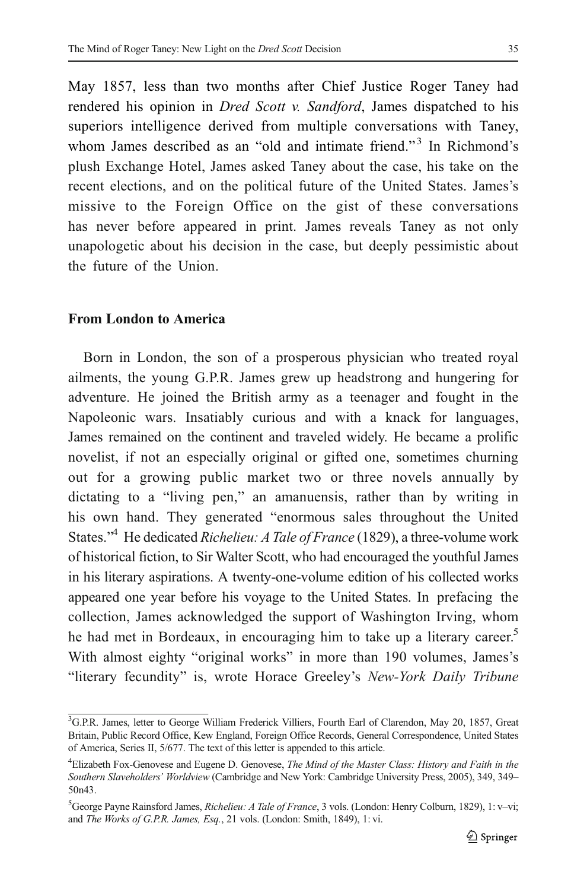May 1857, less than two months after Chief Justice Roger Taney had rendered his opinion in *Dred Scott v. Sandford*, James dispatched to his superiors intelligence derived from multiple conversations with Taney, whom James described as an "old and intimate friend."[3] In Richmond's plush Exchange Hotel, James asked Taney about the case, his take on the recent elections, and on the political future of the United States. James's missive to the Foreign Office on the gist of these conversations has never before appeared in print. James reveals Taney as not only unapologetic about his decision in the case, but deeply pessimistic about the future of the Union.

## From London to America

Born in London, the son of a prosperous physician who treated royal ailments, the young G.P.R. James grew up headstrong and hungering for adventure. He joined the British army as a teenager and fought in the Napoleonic wars. Insatiably curious and with a knack for languages, James remained on the continent and traveled widely. He became a prolific novelist, if not an especially original or gifted one, sometimes churning out for a growing public market two or three novels annually by dictating to a "living pen," an amanuensis, rather than by writing in his own hand. They generated "enormous sales throughout the United States."[4] He dedicated *Richelieu: A Tale of France* (1829), a three-volume work of historical fiction, to Sir Walter Scott, who had encouraged the youthful James in his literary aspirations. A twenty-one-volume edition of his collected works appeared one year before his voyage to the United States. In prefacing the collection, James acknowledged the support of Washington Irving, whom he had met in Bordeaux, in encouraging him to take up a literary career.[5] With almost eighty "original works" in more than 190 volumes, James's "literary fecundity" is, wrote Horace Greeley's *New-York Daily Tribune*

---

[3] G.P.R. James, letter to George William Frederick Villiers, Fourth Earl of Clarendon, May 20, 1857, Great Britain, Public Record Office, Kew England, Foreign Office Records, General Correspondence, United States of America, Series II, 5/677. The text of this letter is appended to this article.

[4] Elizabeth Fox-Genovese and Eugene D. Genovese, *The Mind of the Master Class: History and Faith in the Southern Slaveholders' Worldview* (Cambridge and New York: Cambridge University Press, 2005), 349, 349–50n43.

[5] George Payne Rainsford James, *Richelieu: A Tale of France*, 3 vols. (London: Henry Colburn, 1829), 1: v–vi; and *The Works of G.P.R. James, Esq.*, 21 vols. (London: Smith, 1849), 1: vi.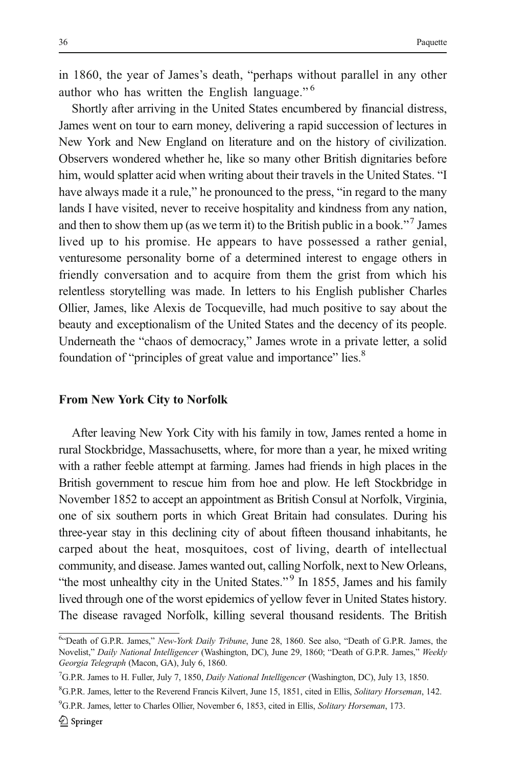in 1860, the year of James's death, "perhaps without parallel in any other author who has written the English language."[6]

Shortly after arriving in the United States encumbered by financial distress, James went on tour to earn money, delivering a rapid succession of lectures in New York and New England on literature and on the history of civilization. Observers wondered whether he, like so many other British dignitaries before him, would splatter acid when writing about their travels in the United States. "I have always made it a rule," he pronounced to the press, "in regard to the many lands I have visited, never to receive hospitality and kindness from any nation, and then to show them up (as we term it) to the British public in a book."[7] James lived up to his promise. He appears to have possessed a rather genial, venturesome personality borne of a determined interest to engage others in friendly conversation and to acquire from them the grist from which his relentless storytelling was made. In letters to his English publisher Charles Ollier, James, like Alexis de Tocqueville, had much positive to say about the beauty and exceptionalism of the United States and the decency of its people. Underneath the "chaos of democracy," James wrote in a private letter, a solid foundation of "principles of great value and importance" lies.[8]

## From New York City to Norfolk

After leaving New York City with his family in tow, James rented a home in rural Stockbridge, Massachusetts, where, for more than a year, he mixed writing with a rather feeble attempt at farming. James had friends in high places in the British government to rescue him from hoe and plow. He left Stockbridge in November 1852 to accept an appointment as British Consul at Norfolk, Virginia, one of six southern ports in which Great Britain had consulates. During his three-year stay in this declining city of about fifteen thousand inhabitants, he carped about the heat, mosquitoes, cost of living, dearth of intellectual community, and disease. James wanted out, calling Norfolk, next to New Orleans, "the most unhealthy city in the United States."[9] In 1855, James and his family lived through one of the worst epidemics of yellow fever in United States history. The disease ravaged Norfolk, killing several thousand residents. The British

[6] "Death of G.P.R. James," *New-York Daily Tribune*, June 28, 1860. See also, "Death of G.P.R. James, the Novelist," *Daily National Intelligencer* (Washington, DC), June 29, 1860; "Death of G.P.R. James," *Weekly Georgia Telegraph* (Macon, GA), July 6, 1860.

[7] G.P.R. James to H. Fuller, July 7, 1850, *Daily National Intelligencer* (Washington, DC), July 13, 1850.

[8] G.P.R. James, letter to the Reverend Francis Kilvert, June 15, 1851, cited in Ellis, *Solitary Horseman*, 142.

[9] G.P.R. James, letter to Charles Ollier, November 6, 1853, cited in Ellis, *Solitary Horseman*, 173.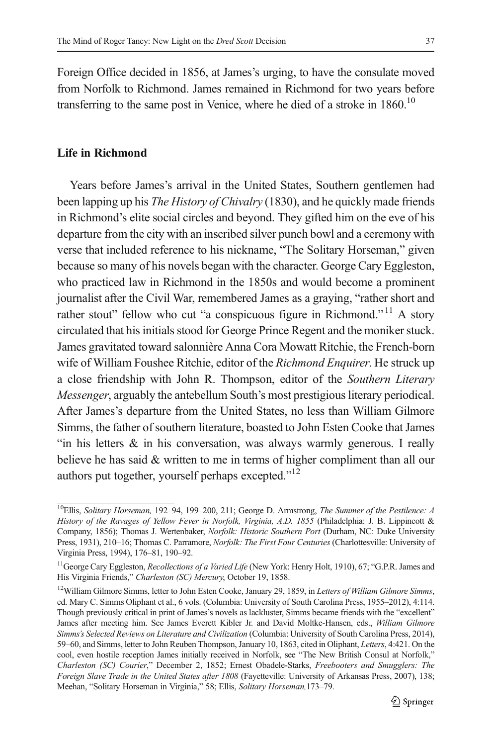Foreign Office decided in 1856, at James's urging, to have the consulate moved from Norfolk to Richmond. James remained in Richmond for two years before transferring to the same post in Venice, where he died of a stroke in 1860.[10]

## Life in Richmond

Years before James's arrival in the United States, Southern gentlemen had been lapping up his *The History of Chivalry* (1830), and he quickly made friends in Richmond's elite social circles and beyond. They gifted him on the eve of his departure from the city with an inscribed silver punch bowl and a ceremony with verse that included reference to his nickname, "The Solitary Horseman," given because so many of his novels began with the character. George Cary Eggleston, who practiced law in Richmond in the 1850s and would become a prominent journalist after the Civil War, remembered James as a graying, "rather short and rather stout" fellow who cut "a conspicuous figure in Richmond."[11] A story circulated that his initials stood for George Prince Regent and the moniker stuck. James gravitated toward salonnière Anna Cora Mowatt Ritchie, the French-born wife of William Foushee Ritchie, editor of the *Richmond Enquirer*. He struck up a close friendship with John R. Thompson, editor of the *Southern Literary Messenger*, arguably the antebellum South's most prestigious literary periodical. After James's departure from the United States, no less than William Gilmore Simms, the father of southern literature, boasted to John Esten Cooke that James "in his letters & in his conversation, was always warmly generous. I really believe he has said & written to me in terms of higher compliment than all our authors put together, yourself perhaps excepted."[12]

---

[10]Ellis, *Solitary Horseman,* 192–94, 199–200, 211; George D. Armstrong, *The Summer of the Pestilence: A History of the Ravages of Yellow Fever in Norfolk, Virginia, A.D. 1855* (Philadelphia: J. B. Lippincott & Company, 1856); Thomas J. Wertenbaker, *Norfolk: Historic Southern Port* (Durham, NC: Duke University Press, 1931), 210–16; Thomas C. Parramore, *Norfolk: The First Four Centuries* (Charlottesville: University of Virginia Press, 1994), 176–81, 190–92.

[11]George Cary Eggleston, *Recollections of a Varied Life* (New York: Henry Holt, 1910), 67; "G.P.R. James and His Virginia Friends," *Charleston (SC) Mercury*, October 19, 1858.

[12]William Gilmore Simms, letter to John Esten Cooke, January 29, 1859, in *Letters of William Gilmore Simms*, ed. Mary C. Simms Oliphant et al., 6 vols. (Columbia: University of South Carolina Press, 1955–2012), 4:114. Though previously critical in print of James's novels as lackluster, Simms became friends with the "excellent" James after meeting him. See James Everett Kibler Jr. and David Moltke-Hansen, eds., *William Gilmore Simms's Selected Reviews on Literature and Civilization* (Columbia: University of South Carolina Press, 2014), 59–60, and Simms, letter to John Reuben Thompson, January 10, 1863, cited in Oliphant, *Letters*, 4:421. On the cool, even hostile reception James initially received in Norfolk, see "The New British Consul at Norfolk," *Charleston (SC) Courier*," December 2, 1852; Ernest Obadele-Starks, *Freebooters and Smugglers: The Foreign Slave Trade in the United States after 1808* (Fayetteville: University of Arkansas Press, 2007), 138; Meehan, "Solitary Horseman in Virginia," 58; Ellis, *Solitary Horseman,*173–79.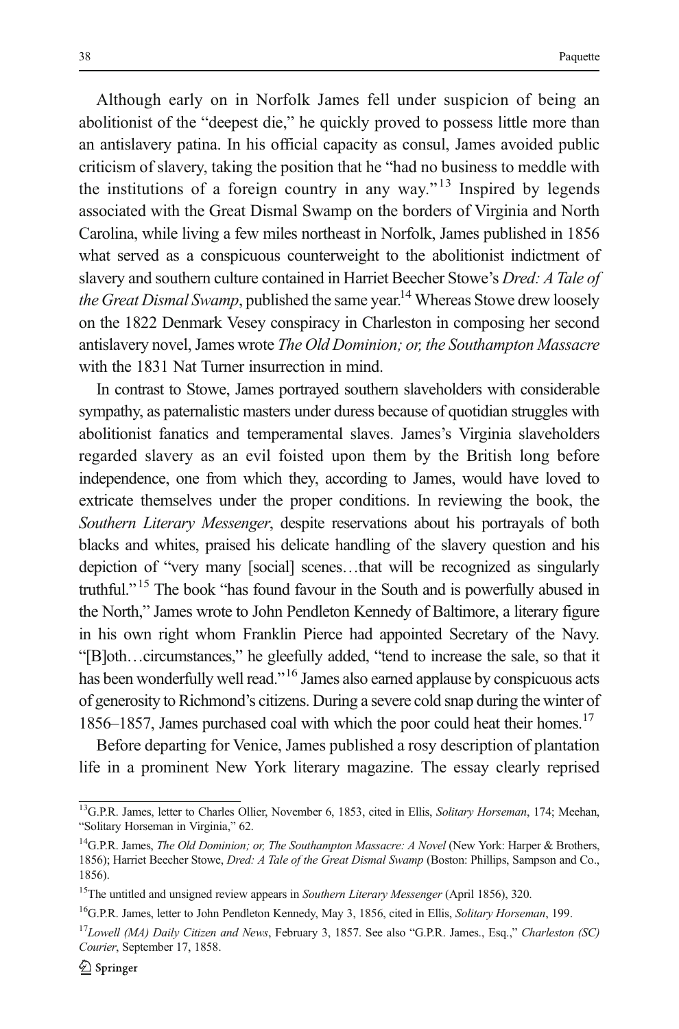Although early on in Norfolk James fell under suspicion of being an abolitionist of the "deepest die," he quickly proved to possess little more than an antislavery patina. In his official capacity as consul, James avoided public criticism of slavery, taking the position that he "had no business to meddle with the institutions of a foreign country in any way."[13] Inspired by legends associated with the Great Dismal Swamp on the borders of Virginia and North Carolina, while living a few miles northeast in Norfolk, James published in 1856 what served as a conspicuous counterweight to the abolitionist indictment of slavery and southern culture contained in Harriet Beecher Stowe's *Dred: A Tale of the Great Dismal Swamp*, published the same year.[14] Whereas Stowe drew loosely on the 1822 Denmark Vesey conspiracy in Charleston in composing her second antislavery novel, James wrote *The Old Dominion; or, the Southampton Massacre* with the 1831 Nat Turner insurrection in mind.

In contrast to Stowe, James portrayed southern slaveholders with considerable sympathy, as paternalistic masters under duress because of quotidian struggles with abolitionist fanatics and temperamental slaves. James's Virginia slaveholders regarded slavery as an evil foisted upon them by the British long before independence, one from which they, according to James, would have loved to extricate themselves under the proper conditions. In reviewing the book, the *Southern Literary Messenger*, despite reservations about his portrayals of both blacks and whites, praised his delicate handling of the slavery question and his depiction of "very many [social] scenes…that will be recognized as singularly truthful."[15] The book "has found favour in the South and is powerfully abused in the North," James wrote to John Pendleton Kennedy of Baltimore, a literary figure in his own right whom Franklin Pierce had appointed Secretary of the Navy. "[B]oth…circumstances," he gleefully added, "tend to increase the sale, so that it has been wonderfully well read."[16] James also earned applause by conspicuous acts of generosity to Richmond's citizens. During a severe cold snap during the winter of 1856–1857, James purchased coal with which the poor could heat their homes.[17]

Before departing for Venice, James published a rosy description of plantation life in a prominent New York literary magazine. The essay clearly reprised

---

[13] G.P.R. James, letter to Charles Ollier, November 6, 1853, cited in Ellis, *Solitary Horseman*, 174; Meehan, "Solitary Horseman in Virginia," 62.

[14] G.P.R. James, *The Old Dominion; or, The Southampton Massacre: A Novel* (New York: Harper & Brothers, 1856); Harriet Beecher Stowe, *Dred: A Tale of the Great Dismal Swamp* (Boston: Phillips, Sampson and Co., 1856).

[15] The untitled and unsigned review appears in *Southern Literary Messenger* (April 1856), 320.

[16] G.P.R. James, letter to John Pendleton Kennedy, May 3, 1856, cited in Ellis, *Solitary Horseman*, 199.

[17] *Lowell (MA) Daily Citizen and News*, February 3, 1857. See also "G.P.R. James., Esq.," *Charleston (SC) Courier*, September 17, 1858.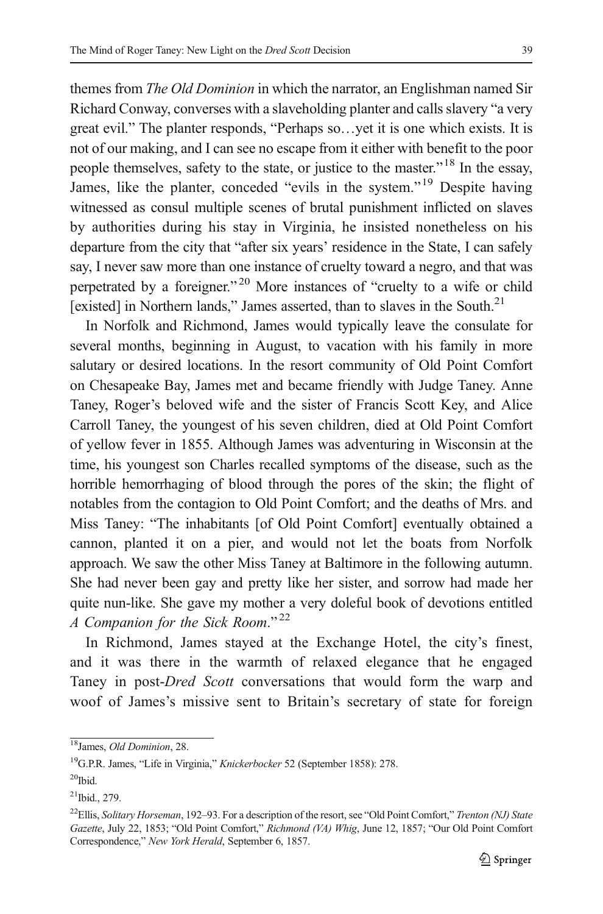themes from *The Old Dominion* in which the narrator, an Englishman named Sir Richard Conway, converses with a slaveholding planter and calls slavery "a very great evil." The planter responds, "Perhaps so…yet it is one which exists. It is not of our making, and I can see no escape from it either with benefit to the poor people themselves, safety to the state, or justice to the master."[18] In the essay, James, like the planter, conceded "evils in the system."[19] Despite having witnessed as consul multiple scenes of brutal punishment inflicted on slaves by authorities during his stay in Virginia, he insisted nonetheless on his departure from the city that "after six years' residence in the State, I can safely say, I never saw more than one instance of cruelty toward a negro, and that was perpetrated by a foreigner."[20] More instances of "cruelty to a wife or child [existed] in Northern lands," James asserted, than to slaves in the South.[21]

In Norfolk and Richmond, James would typically leave the consulate for several months, beginning in August, to vacation with his family in more salutary or desired locations. In the resort community of Old Point Comfort on Chesapeake Bay, James met and became friendly with Judge Taney. Anne Taney, Roger's beloved wife and the sister of Francis Scott Key, and Alice Carroll Taney, the youngest of his seven children, died at Old Point Comfort of yellow fever in 1855. Although James was adventuring in Wisconsin at the time, his youngest son Charles recalled symptoms of the disease, such as the horrible hemorrhaging of blood through the pores of the skin; the flight of notables from the contagion to Old Point Comfort; and the deaths of Mrs. and Miss Taney: "The inhabitants [of Old Point Comfort] eventually obtained a cannon, planted it on a pier, and would not let the boats from Norfolk approach. We saw the other Miss Taney at Baltimore in the following autumn. She had never been gay and pretty like her sister, and sorrow had made her quite nun-like. She gave my mother a very doleful book of devotions entitled *A Companion for the Sick Room*."[22]

In Richmond, James stayed at the Exchange Hotel, the city's finest, and it was there in the warmth of relaxed elegance that he engaged Taney in post-*Dred Scott* conversations that would form the warp and woof of James's missive sent to Britain's secretary of state for foreign

---

[18] James, *Old Dominion*, 28.

[19] G.P.R. James, "Life in Virginia," *Knickerbocker* 52 (September 1858): 278.

[20] Ibid.

[21] Ibid., 279.

[22] Ellis, *Solitary Horseman*, 192–93. For a description of the resort, see "Old Point Comfort," *Trenton (NJ) State Gazette*, July 22, 1853; "Old Point Comfort," *Richmond (VA) Whig*, June 12, 1857; "Our Old Point Comfort Correspondence," *New York Herald*, September 6, 1857.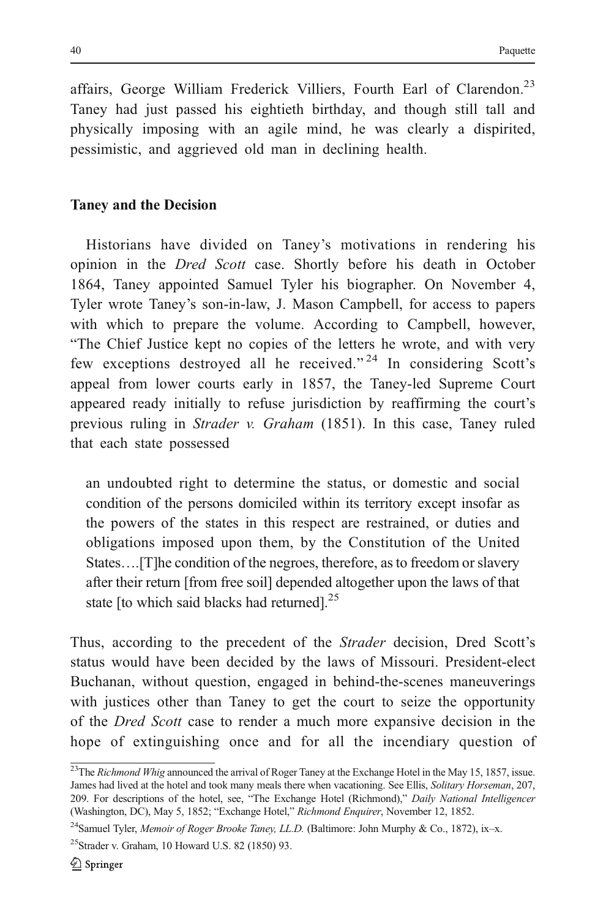affairs, George William Frederick Villiers, Fourth Earl of Clarendon.[23] Taney had just passed his eightieth birthday, and though still tall and physically imposing with an agile mind, he was clearly a dispirited, pessimistic, and aggrieved old man in declining health.

## Taney and the Decision

Historians have divided on Taney's motivations in rendering his opinion in the *Dred Scott* case. Shortly before his death in October 1864, Taney appointed Samuel Tyler his biographer. On November 4, Tyler wrote Taney's son-in-law, J. Mason Campbell, for access to papers with which to prepare the volume. According to Campbell, however, "The Chief Justice kept no copies of the letters he wrote, and with very few exceptions destroyed all he received."[24] In considering Scott's appeal from lower courts early in 1857, the Taney-led Supreme Court appeared ready initially to refuse jurisdiction by reaffirming the court's previous ruling in *Strader v. Graham* (1851). In this case, Taney ruled that each state possessed

> an undoubted right to determine the status, or domestic and social condition of the persons domiciled within its territory except insofar as the powers of the states in this respect are restrained, or duties and obligations imposed upon them, by the Constitution of the United States….[T]he condition of the negroes, therefore, as to freedom or slavery after their return [from free soil] depended altogether upon the laws of that state [to which said blacks had returned].[25]

Thus, according to the precedent of the *Strader* decision, Dred Scott's status would have been decided by the laws of Missouri. President-elect Buchanan, without question, engaged in behind-the-scenes maneuverings with justices other than Taney to get the court to seize the opportunity of the *Dred Scott* case to render a much more expansive decision in the hope of extinguishing once and for all the incendiary question of

---

[23] The *Richmond Whig* announced the arrival of Roger Taney at the Exchange Hotel in the May 15, 1857, issue. James had lived at the hotel and took many meals there when vacationing. See Ellis, *Solitary Horseman*, 207, 209. For descriptions of the hotel, see, "The Exchange Hotel (Richmond)," *Daily National Intelligencer* (Washington, DC), May 5, 1852; "Exchange Hotel," *Richmond Enquirer*, November 12, 1852.

[24] Samuel Tyler, *Memoir of Roger Brooke Taney, LL.D.* (Baltimore: John Murphy & Co., 1872), ix–x.

[25] Strader v. Graham, 10 Howard U.S. 82 (1850) 93.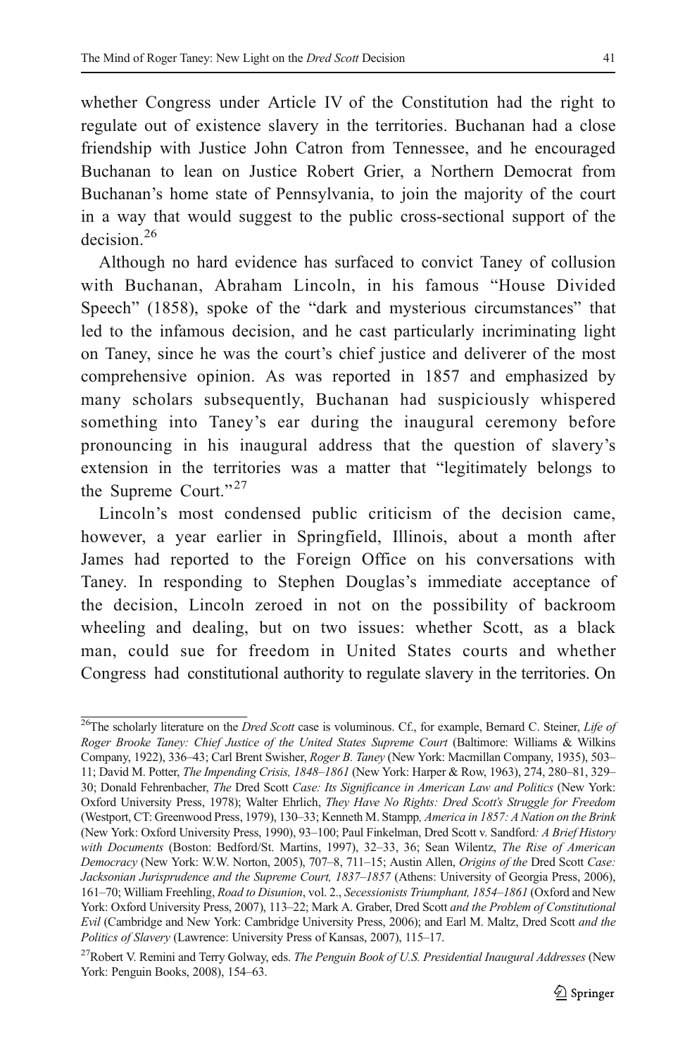whether Congress under Article IV of the Constitution had the right to regulate out of existence slavery in the territories. Buchanan had a close friendship with Justice John Catron from Tennessee, and he encouraged Buchanan to lean on Justice Robert Grier, a Northern Democrat from Buchanan's home state of Pennsylvania, to join the majority of the court in a way that would suggest to the public cross-sectional support of the decision.[26]

Although no hard evidence has surfaced to convict Taney of collusion with Buchanan, Abraham Lincoln, in his famous "House Divided Speech" (1858), spoke of the "dark and mysterious circumstances" that led to the infamous decision, and he cast particularly incriminating light on Taney, since he was the court's chief justice and deliverer of the most comprehensive opinion. As was reported in 1857 and emphasized by many scholars subsequently, Buchanan had suspiciously whispered something into Taney's ear during the inaugural ceremony before pronouncing in his inaugural address that the question of slavery's extension in the territories was a matter that "legitimately belongs to the Supreme Court."[27]

Lincoln's most condensed public criticism of the decision came, however, a year earlier in Springfield, Illinois, about a month after James had reported to the Foreign Office on his conversations with Taney. In responding to Stephen Douglas's immediate acceptance of the decision, Lincoln zeroed in not on the possibility of backroom wheeling and dealing, but on two issues: whether Scott, as a black man, could sue for freedom in United States courts and whether Congress had constitutional authority to regulate slavery in the territories. On

---

[26]The scholarly literature on the *Dred Scott* case is voluminous. Cf., for example, Bernard C. Steiner, *Life of Roger Brooke Taney: Chief Justice of the United States Supreme Court* (Baltimore: Williams & Wilkins Company, 1922), 336–43; Carl Brent Swisher, *Roger B. Taney* (New York: Macmillan Company, 1935), 503–11; David M. Potter, *The Impending Crisis, 1848–1861* (New York: Harper & Row, 1963), 274, 280–81, 329–30; Donald Fehrenbacher, *The* Dred Scott *Case: Its Significance in American Law and Politics* (New York: Oxford University Press, 1978); Walter Ehrlich, *They Have No Rights: Dred Scott's Struggle for Freedom* (Westport, CT: Greenwood Press, 1979), 130–33; Kenneth M. Stampp*, America in 1857: A Nation on the Brink* (New York: Oxford University Press, 1990), 93–100; Paul Finkelman, Dred Scott v. Sandford*: A Brief History with Documents* (Boston: Bedford/St. Martins, 1997), 32–33, 36; Sean Wilentz, *The Rise of American Democracy* (New York: W.W. Norton, 2005), 707–8, 711–15; Austin Allen, *Origins of the* Dred Scott *Case: Jacksonian Jurisprudence and the Supreme Court, 1837–1857* (Athens: University of Georgia Press, 2006), 161–70; William Freehling, *Road to Disunion*, vol. 2., *Secessionists Triumphant, 1854–1861* (Oxford and New York: Oxford University Press, 2007), 113–22; Mark A. Graber, Dred Scott *and the Problem of Constitutional Evil* (Cambridge and New York: Cambridge University Press, 2006); and Earl M. Maltz, Dred Scott *and the Politics of Slavery* (Lawrence: University Press of Kansas, 2007), 115–17.

[27]Robert V. Remini and Terry Golway, eds. *The Penguin Book of U.S. Presidential Inaugural Addresses* (New York: Penguin Books, 2008), 154–63.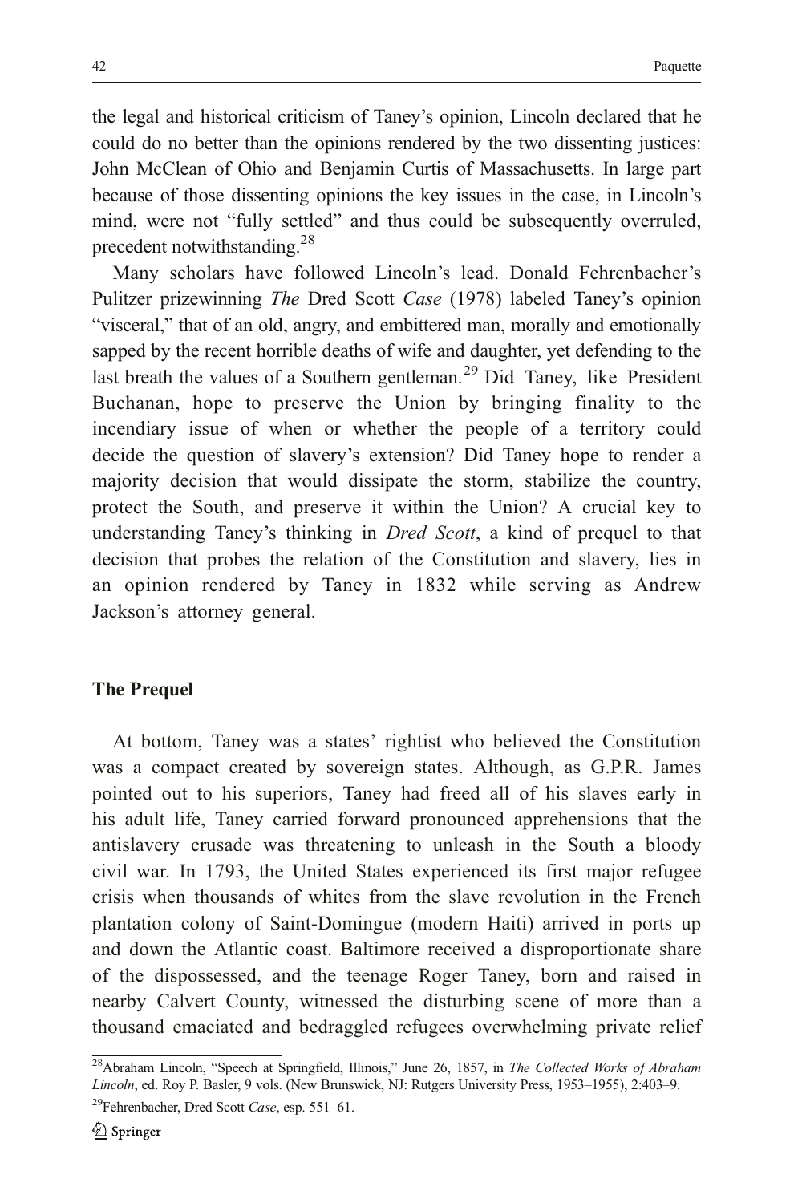the legal and historical criticism of Taney's opinion, Lincoln declared that he could do no better than the opinions rendered by the two dissenting justices: John McClean of Ohio and Benjamin Curtis of Massachusetts. In large part because of those dissenting opinions the key issues in the case, in Lincoln's mind, were not "fully settled" and thus could be subsequently overruled, precedent notwithstanding.[28]

Many scholars have followed Lincoln's lead. Donald Fehrenbacher's Pulitzer prizewinning *The* Dred Scott *Case* (1978) labeled Taney's opinion "visceral," that of an old, angry, and embittered man, morally and emotionally sapped by the recent horrible deaths of wife and daughter, yet defending to the last breath the values of a Southern gentleman.[29] Did Taney, like President Buchanan, hope to preserve the Union by bringing finality to the incendiary issue of when or whether the people of a territory could decide the question of slavery's extension? Did Taney hope to render a majority decision that would dissipate the storm, stabilize the country, protect the South, and preserve it within the Union? A crucial key to understanding Taney's thinking in *Dred Scott*, a kind of prequel to that decision that probes the relation of the Constitution and slavery, lies in an opinion rendered by Taney in 1832 while serving as Andrew Jackson's attorney general.

## The Prequel

At bottom, Taney was a states' rightist who believed the Constitution was a compact created by sovereign states. Although, as G.P.R. James pointed out to his superiors, Taney had freed all of his slaves early in his adult life, Taney carried forward pronounced apprehensions that the antislavery crusade was threatening to unleash in the South a bloody civil war. In 1793, the United States experienced its first major refugee crisis when thousands of whites from the slave revolution in the French plantation colony of Saint-Domingue (modern Haiti) arrived in ports up and down the Atlantic coast. Baltimore received a disproportionate share of the dispossessed, and the teenage Roger Taney, born and raised in nearby Calvert County, witnessed the disturbing scene of more than a thousand emaciated and bedraggled refugees overwhelming private relief

---

[28] Abraham Lincoln, "Speech at Springfield, Illinois," June 26, 1857, in *The Collected Works of Abraham Lincoln*, ed. Roy P. Basler, 9 vols. (New Brunswick, NJ: Rutgers University Press, 1953–1955), 2:403–9.

[29] Fehrenbacher, Dred Scott *Case*, esp. 551–61.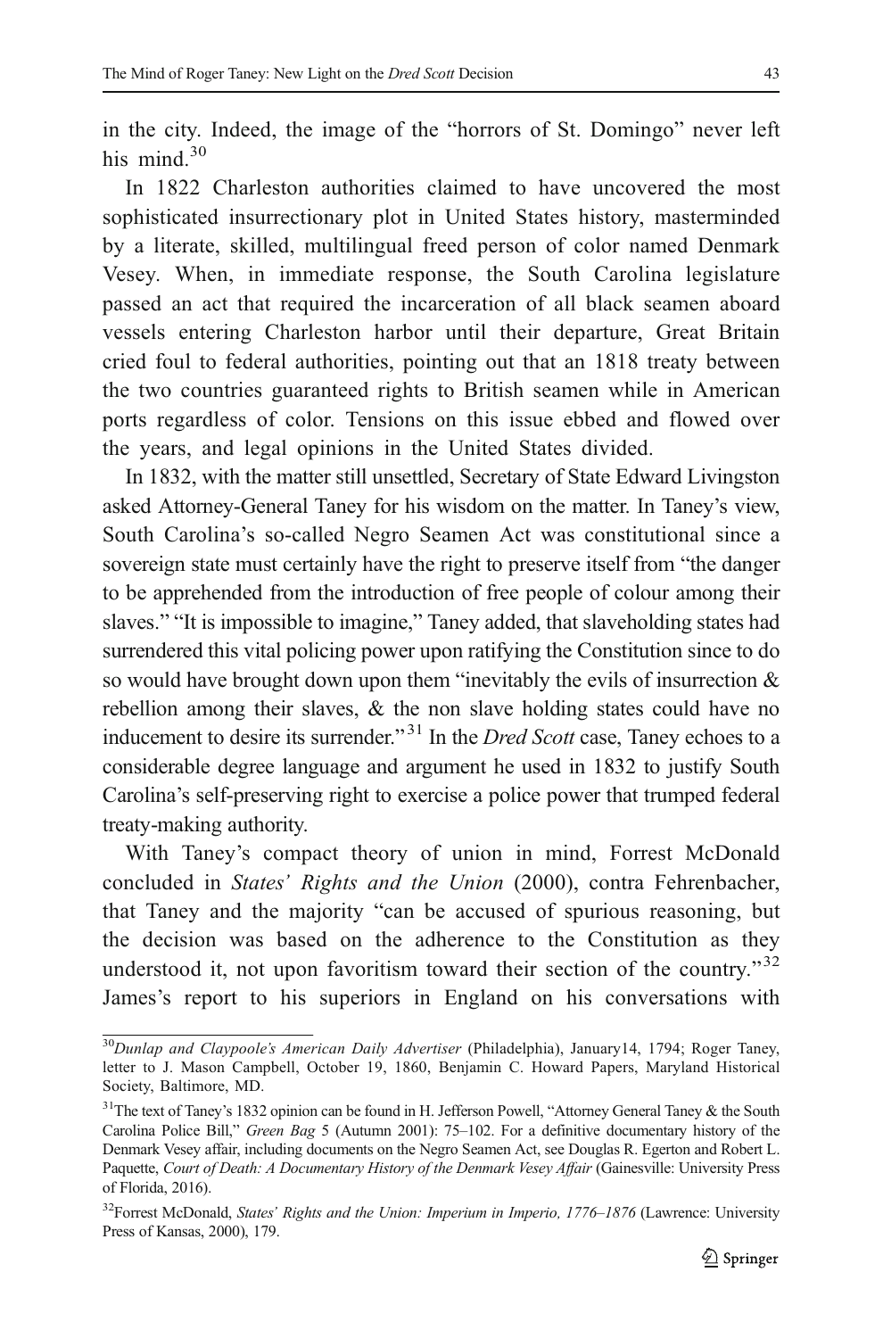in the city. Indeed, the image of the "horrors of St. Domingo" never left his mind.[30]

In 1822 Charleston authorities claimed to have uncovered the most sophisticated insurrectionary plot in United States history, masterminded by a literate, skilled, multilingual freed person of color named Denmark Vesey. When, in immediate response, the South Carolina legislature passed an act that required the incarceration of all black seamen aboard vessels entering Charleston harbor until their departure, Great Britain cried foul to federal authorities, pointing out that an 1818 treaty between the two countries guaranteed rights to British seamen while in American ports regardless of color. Tensions on this issue ebbed and flowed over the years, and legal opinions in the United States divided.

In 1832, with the matter still unsettled, Secretary of State Edward Livingston asked Attorney-General Taney for his wisdom on the matter. In Taney's view, South Carolina's so-called Negro Seamen Act was constitutional since a sovereign state must certainly have the right to preserve itself from "the danger to be apprehended from the introduction of free people of colour among their slaves." "It is impossible to imagine," Taney added, that slaveholding states had surrendered this vital policing power upon ratifying the Constitution since to do so would have brought down upon them "inevitably the evils of insurrection & rebellion among their slaves, & the non slave holding states could have no inducement to desire its surrender."[31] In the *Dred Scott* case, Taney echoes to a considerable degree language and argument he used in 1832 to justify South Carolina's self-preserving right to exercise a police power that trumped federal treaty-making authority.

With Taney's compact theory of union in mind, Forrest McDonald concluded in *States' Rights and the Union* (2000), contra Fehrenbacher, that Taney and the majority "can be accused of spurious reasoning, but the decision was based on the adherence to the Constitution as they understood it, not upon favoritism toward their section of the country."[32] James's report to his superiors in England on his conversations with

---

[30] *Dunlap and Claypoole's American Daily Advertiser* (Philadelphia), January14, 1794; Roger Taney, letter to J. Mason Campbell, October 19, 1860, Benjamin C. Howard Papers, Maryland Historical Society, Baltimore, MD.

[31] The text of Taney's 1832 opinion can be found in H. Jefferson Powell, "Attorney General Taney & the South Carolina Police Bill," *Green Bag* 5 (Autumn 2001): 75–102. For a definitive documentary history of the Denmark Vesey affair, including documents on the Negro Seamen Act, see Douglas R. Egerton and Robert L. Paquette, *Court of Death: A Documentary History of the Denmark Vesey Affair* (Gainesville: University Press of Florida, 2016).

[32] Forrest McDonald, *States' Rights and the Union: Imperium in Imperio, 1776–1876* (Lawrence: University Press of Kansas, 2000), 179.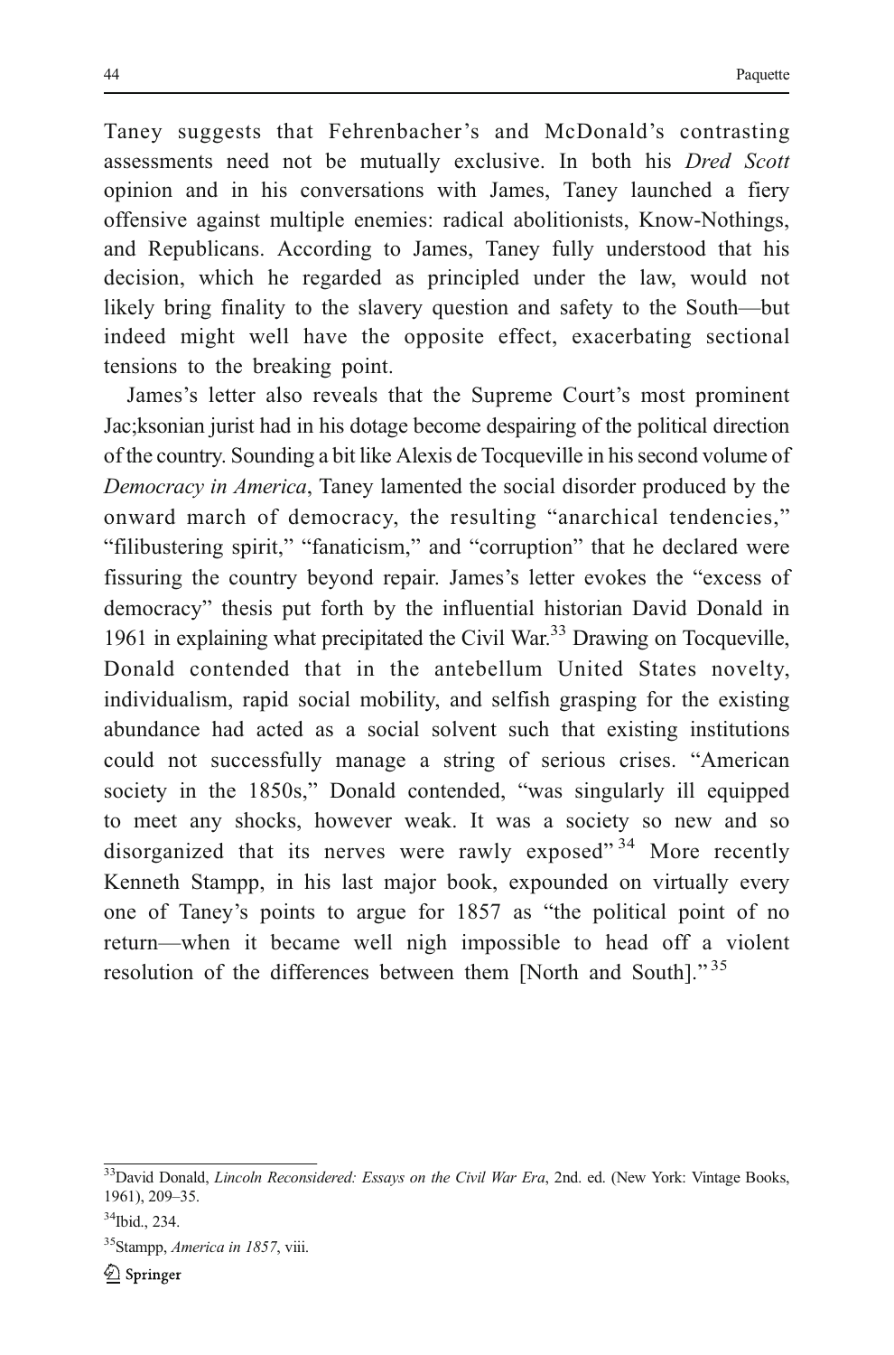Taney suggests that Fehrenbacher's and McDonald's contrasting assessments need not be mutually exclusive. In both his *Dred Scott* opinion and in his conversations with James, Taney launched a fiery offensive against multiple enemies: radical abolitionists, Know-Nothings, and Republicans. According to James, Taney fully understood that his decision, which he regarded as principled under the law, would not likely bring finality to the slavery question and safety to the South—but indeed might well have the opposite effect, exacerbating sectional tensions to the breaking point.

James's letter also reveals that the Supreme Court's most prominent Jac;ksonian jurist had in his dotage become despairing of the political direction of the country. Sounding a bit like Alexis de Tocqueville in his second volume of *Democracy in America*, Taney lamented the social disorder produced by the onward march of democracy, the resulting "anarchical tendencies," "filibustering spirit," "fanaticism," and "corruption" that he declared were fissuring the country beyond repair. James's letter evokes the "excess of democracy" thesis put forth by the influential historian David Donald in 1961 in explaining what precipitated the Civil War.[33] Drawing on Tocqueville, Donald contended that in the antebellum United States novelty, individualism, rapid social mobility, and selfish grasping for the existing abundance had acted as a social solvent such that existing institutions could not successfully manage a string of serious crises. "American society in the 1850s," Donald contended, "was singularly ill equipped to meet any shocks, however weak. It was a society so new and so disorganized that its nerves were rawly exposed"[34] More recently Kenneth Stampp, in his last major book, expounded on virtually every one of Taney's points to argue for 1857 as "the political point of no return—when it became well nigh impossible to head off a violent resolution of the differences between them [North and South]."[35]

---

[33] David Donald, *Lincoln Reconsidered: Essays on the Civil War Era*, 2nd. ed. (New York: Vintage Books, 1961), 209–35.

[34] Ibid., 234.

[35] Stampp, *America in 1857*, viii.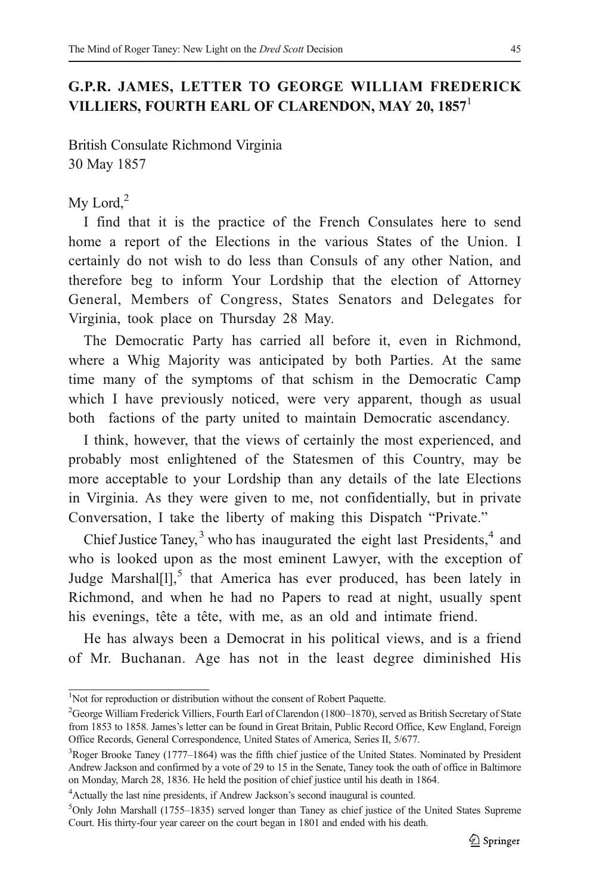## G.P.R. JAMES, LETTER TO GEORGE WILLIAM FREDERICK VILLIERS, FOURTH EARL OF CLARENDON, MAY 20, 1857[1]

British Consulate Richmond Virginia
30 May 1857

My Lord,[2]

I find that it is the practice of the French Consulates here to send home a report of the Elections in the various States of the Union. I certainly do not wish to do less than Consuls of any other Nation, and therefore beg to inform Your Lordship that the election of Attorney General, Members of Congress, States Senators and Delegates for Virginia, took place on Thursday 28 May.

The Democratic Party has carried all before it, even in Richmond, where a Whig Majority was anticipated by both Parties. At the same time many of the symptoms of that schism in the Democratic Camp which I have previously noticed, were very apparent, though as usual both factions of the party united to maintain Democratic ascendancy.

I think, however, that the views of certainly the most experienced, and probably most enlightened of the Statesmen of this Country, may be more acceptable to your Lordship than any details of the late Elections in Virginia. As they were given to me, not confidentially, but in private Conversation, I take the liberty of making this Dispatch "Private."

Chief Justice Taney,[3] who has inaugurated the eight last Presidents,[4] and who is looked upon as the most eminent Lawyer, with the exception of Judge Marshal[l],[5] that America has ever produced, has been lately in Richmond, and when he had no Papers to read at night, usually spent his evenings, tête a tête, with me, as an old and intimate friend.

He has always been a Democrat in his political views, and is a friend of Mr. Buchanan. Age has not in the least degree diminished His

---

[1] Not for reproduction or distribution without the consent of Robert Paquette.

[2] George William Frederick Villiers, Fourth Earl of Clarendon (1800–1870), served as British Secretary of State from 1853 to 1858. James's letter can be found in Great Britain, Public Record Office, Kew England, Foreign Office Records, General Correspondence, United States of America, Series II, 5/677.

[3] Roger Brooke Taney (1777–1864) was the fifth chief justice of the United States. Nominated by President Andrew Jackson and confirmed by a vote of 29 to 15 in the Senate, Taney took the oath of office in Baltimore on Monday, March 28, 1836. He held the position of chief justice until his death in 1864.

[4] Actually the last nine presidents, if Andrew Jackson's second inaugural is counted.

[5] Only John Marshall (1755–1835) served longer than Taney as chief justice of the United States Supreme Court. His thirty-four year career on the court began in 1801 and ended with his death.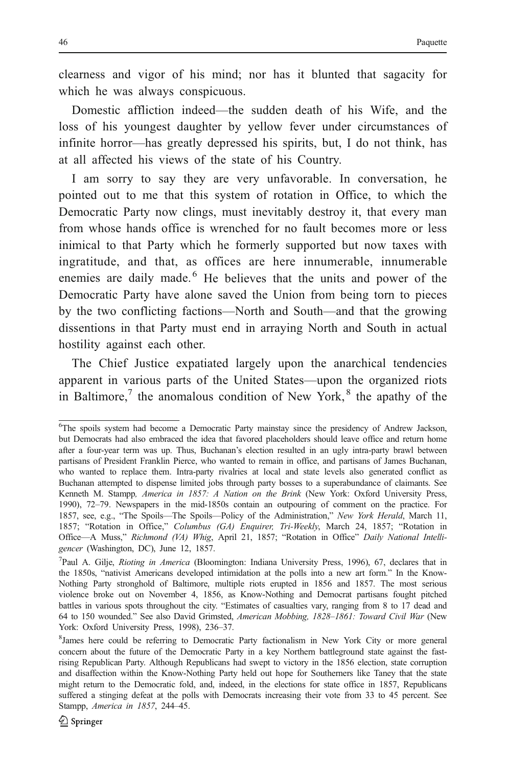clearness and vigor of his mind; nor has it blunted that sagacity for which he was always conspicuous.

Domestic affliction indeed—the sudden death of his Wife, and the loss of his youngest daughter by yellow fever under circumstances of infinite horror—has greatly depressed his spirits, but, I do not think, has at all affected his views of the state of his Country.

I am sorry to say they are very unfavorable. In conversation, he pointed out to me that this system of rotation in Office, to which the Democratic Party now clings, must inevitably destroy it, that every man from whose hands office is wrenched for no fault becomes more or less inimical to that Party which he formerly supported but now taxes with ingratitude, and that, as offices are here innumerable, innumerable enemies are daily made.[6] He believes that the units and power of the Democratic Party have alone saved the Union from being torn to pieces by the two conflicting factions—North and South—and that the growing dissentions in that Party must end in arraying North and South in actual hostility against each other.

The Chief Justice expatiated largely upon the anarchical tendencies apparent in various parts of the United States—upon the organized riots in Baltimore,[7] the anomalous condition of New York,[8] the apathy of the

---

[6]The spoils system had become a Democratic Party mainstay since the presidency of Andrew Jackson, but Democrats had also embraced the idea that favored placeholders should leave office and return home after a four-year term was up. Thus, Buchanan's election resulted in an ugly intra-party brawl between partisans of President Franklin Pierce, who wanted to remain in office, and partisans of James Buchanan, who wanted to replace them. Intra-party rivalries at local and state levels also generated conflict as Buchanan attempted to dispense limited jobs through party bosses to a superabundance of claimants. See Kenneth M. Stampp, *America in 1857: A Nation on the Brink* (New York: Oxford University Press, 1990), 72–79. Newspapers in the mid-1850s contain an outpouring of comment on the practice. For 1857, see, e.g., "The Spoils—The Spoils—Policy of the Administration," *New York Herald*, March 11, 1857; "Rotation in Office," *Columbus (GA) Enquirer, Tri-Weekly*, March 24, 1857; "Rotation in Office—A Muss," *Richmond (VA) Whig*, April 21, 1857; "Rotation in Office" *Daily National Intelligencer* (Washington, DC), June 12, 1857.

[7]Paul A. Gilje, *Rioting in America* (Bloomington: Indiana University Press, 1996), 67, declares that in the 1850s, "nativist Americans developed intimidation at the polls into a new art form." In the Know-Nothing Party stronghold of Baltimore, multiple riots erupted in 1856 and 1857. The most serious violence broke out on November 4, 1856, as Know-Nothing and Democrat partisans fought pitched battles in various spots throughout the city. "Estimates of casualties vary, ranging from 8 to 17 dead and 64 to 150 wounded." See also David Grimsted, *American Mobbing, 1828–1861: Toward Civil War* (New York: Oxford University Press, 1998), 236–37.

[8]James here could be referring to Democratic Party factionalism in New York City or more general concern about the future of the Democratic Party in a key Northern battleground state against the fast-rising Republican Party. Although Republicans had swept to victory in the 1856 election, state corruption and disaffection within the Know-Nothing Party held out hope for Southerners like Taney that the state might return to the Democratic fold, and, indeed, in the elections for state office in 1857, Republicans suffered a stinging defeat at the polls with Democrats increasing their vote from 33 to 45 percent. See Stampp, *America in 1857*, 244–45.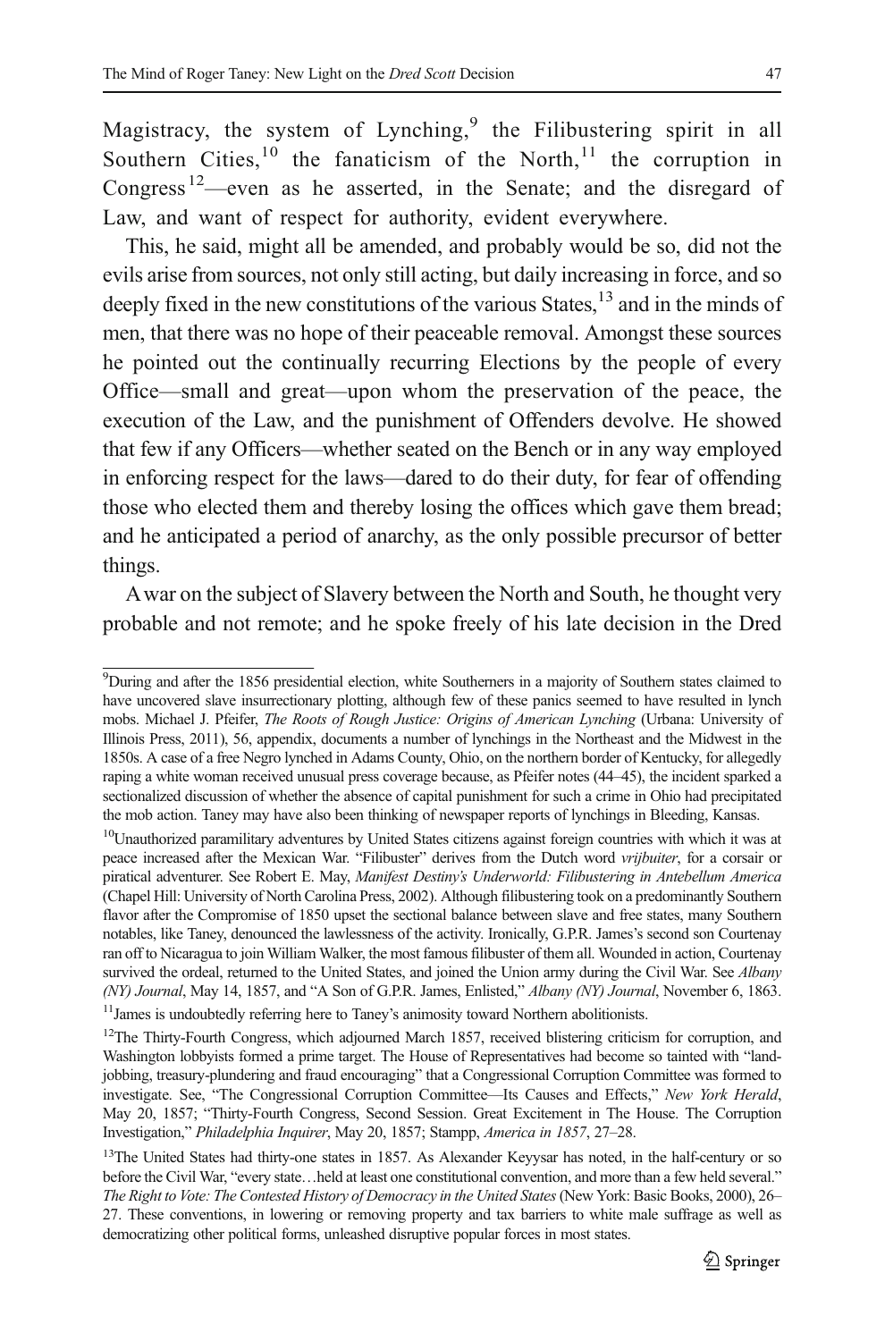Magistracy, the system of Lynching,[9] the Filibustering spirit in all Southern Cities,[10] the fanaticism of the North,[11] the corruption in Congress[12]—even as he asserted, in the Senate; and the disregard of Law, and want of respect for authority, evident everywhere.

This, he said, might all be amended, and probably would be so, did not the evils arise from sources, not only still acting, but daily increasing in force, and so deeply fixed in the new constitutions of the various States,[13] and in the minds of men, that there was no hope of their peaceable removal. Amongst these sources he pointed out the continually recurring Elections by the people of every Office—small and great—upon whom the preservation of the peace, the execution of the Law, and the punishment of Offenders devolve. He showed that few if any Officers—whether seated on the Bench or in any way employed in enforcing respect for the laws—dared to do their duty, for fear of offending those who elected them and thereby losing the offices which gave them bread; and he anticipated a period of anarchy, as the only possible precursor of better things.

A war on the subject of Slavery between the North and South, he thought very probable and not remote; and he spoke freely of his late decision in the Dred

---

[9] During and after the 1856 presidential election, white Southerners in a majority of Southern states claimed to have uncovered slave insurrectionary plotting, although few of these panics seemed to have resulted in lynch mobs. Michael J. Pfeifer, *The Roots of Rough Justice: Origins of American Lynching* (Urbana: University of Illinois Press, 2011), 56, appendix, documents a number of lynchings in the Northeast and the Midwest in the 1850s. A case of a free Negro lynched in Adams County, Ohio, on the northern border of Kentucky, for allegedly raping a white woman received unusual press coverage because, as Pfeifer notes (44–45), the incident sparked a sectionalized discussion of whether the absence of capital punishment for such a crime in Ohio had precipitated the mob action. Taney may have also been thinking of newspaper reports of lynchings in Bleeding, Kansas.

[10] Unauthorized paramilitary adventures by United States citizens against foreign countries with which it was at peace increased after the Mexican War. "Filibuster" derives from the Dutch word *vrijbuiter*, for a corsair or piratical adventurer. See Robert E. May, *Manifest Destiny's Underworld: Filibustering in Antebellum America* (Chapel Hill: University of North Carolina Press, 2002). Although filibustering took on a predominantly Southern flavor after the Compromise of 1850 upset the sectional balance between slave and free states, many Southern notables, like Taney, denounced the lawlessness of the activity. Ironically, G.P.R. James's second son Courtenay ran off to Nicaragua to join William Walker, the most famous filibuster of them all. Wounded in action, Courtenay survived the ordeal, returned to the United States, and joined the Union army during the Civil War. See *Albany (NY) Journal*, May 14, 1857, and "A Son of G.P.R. James, Enlisted," *Albany (NY) Journal*, November 6, 1863.

[11] James is undoubtedly referring here to Taney's animosity toward Northern abolitionists.

[12] The Thirty-Fourth Congress, which adjourned March 1857, received blistering criticism for corruption, and Washington lobbyists formed a prime target. The House of Representatives had become so tainted with "land-jobbing, treasury-plundering and fraud encouraging" that a Congressional Corruption Committee was formed to investigate. See, "The Congressional Corruption Committee—Its Causes and Effects," *New York Herald*, May 20, 1857; "Thirty-Fourth Congress, Second Session. Great Excitement in The House. The Corruption Investigation," *Philadelphia Inquirer*, May 20, 1857; Stampp, *America in 1857*, 27–28.

[13] The United States had thirty-one states in 1857. As Alexander Keyssar has noted, in the half-century or so before the Civil War, "every state…held at least one constitutional convention, and more than a few held several." *The Right to Vote: The Contested History of Democracy in the United States* (New York: Basic Books, 2000), 26–27. These conventions, in lowering or removing property and tax barriers to white male suffrage as well as democratizing other political forms, unleashed disruptive popular forces in most states.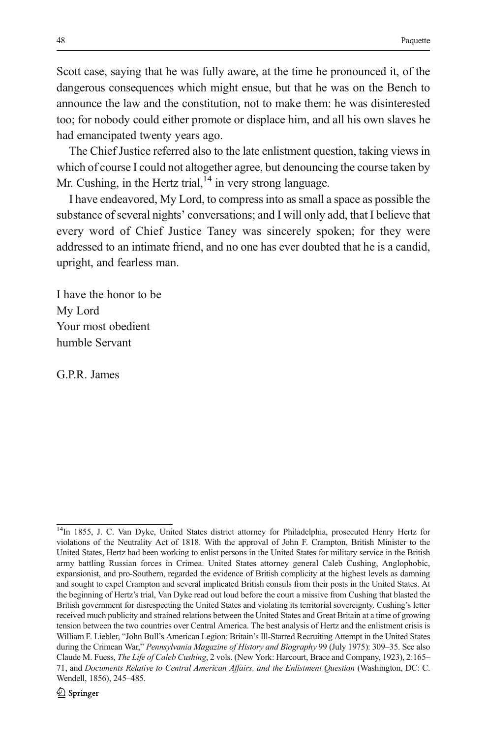Scott case, saying that he was fully aware, at the time he pronounced it, of the dangerous consequences which might ensue, but that he was on the Bench to announce the law and the constitution, not to make them: he was disinterested too; for nobody could either promote or displace him, and all his own slaves he had emancipated twenty years ago.

The Chief Justice referred also to the late enlistment question, taking views in which of course I could not altogether agree, but denouncing the course taken by Mr. Cushing, in the Hertz trial,[14] in very strong language.

I have endeavored, My Lord, to compress into as small a space as possible the substance of several nights' conversations; and I will only add, that I believe that every word of Chief Justice Taney was sincerely spoken; for they were addressed to an intimate friend, and no one has ever doubted that he is a candid, upright, and fearless man.

I have the honor to be
My Lord
Your most obedient
humble Servant

G.P.R. James

---

[14] In 1855, J. C. Van Dyke, United States district attorney for Philadelphia, prosecuted Henry Hertz for violations of the Neutrality Act of 1818. With the approval of John F. Crampton, British Minister to the United States, Hertz had been working to enlist persons in the United States for military service in the British army battling Russian forces in Crimea. United States attorney general Caleb Cushing, Anglophobic, expansionist, and pro-Southern, regarded the evidence of British complicity at the highest levels as damning and sought to expel Crampton and several implicated British consuls from their posts in the United States. At the beginning of Hertz's trial, Van Dyke read out loud before the court a missive from Cushing that blasted the British government for disrespecting the United States and violating its territorial sovereignty. Cushing's letter received much publicity and strained relations between the United States and Great Britain at a time of growing tension between the two countries over Central America. The best analysis of Hertz and the enlistment crisis is William F. Liebler, "John Bull's American Legion: Britain's Ill-Starred Recruiting Attempt in the United States during the Crimean War," *Pennsylvania Magazine of History and Biography* 99 (July 1975): 309–35. See also Claude M. Fuess, *The Life of Caleb Cushing*, 2 vols. (New York: Harcourt, Brace and Company, 1923), 2:165–71, and *Documents Relative to Central American Affairs, and the Enlistment Question* (Washington, DC: C. Wendell, 1856), 245–485.